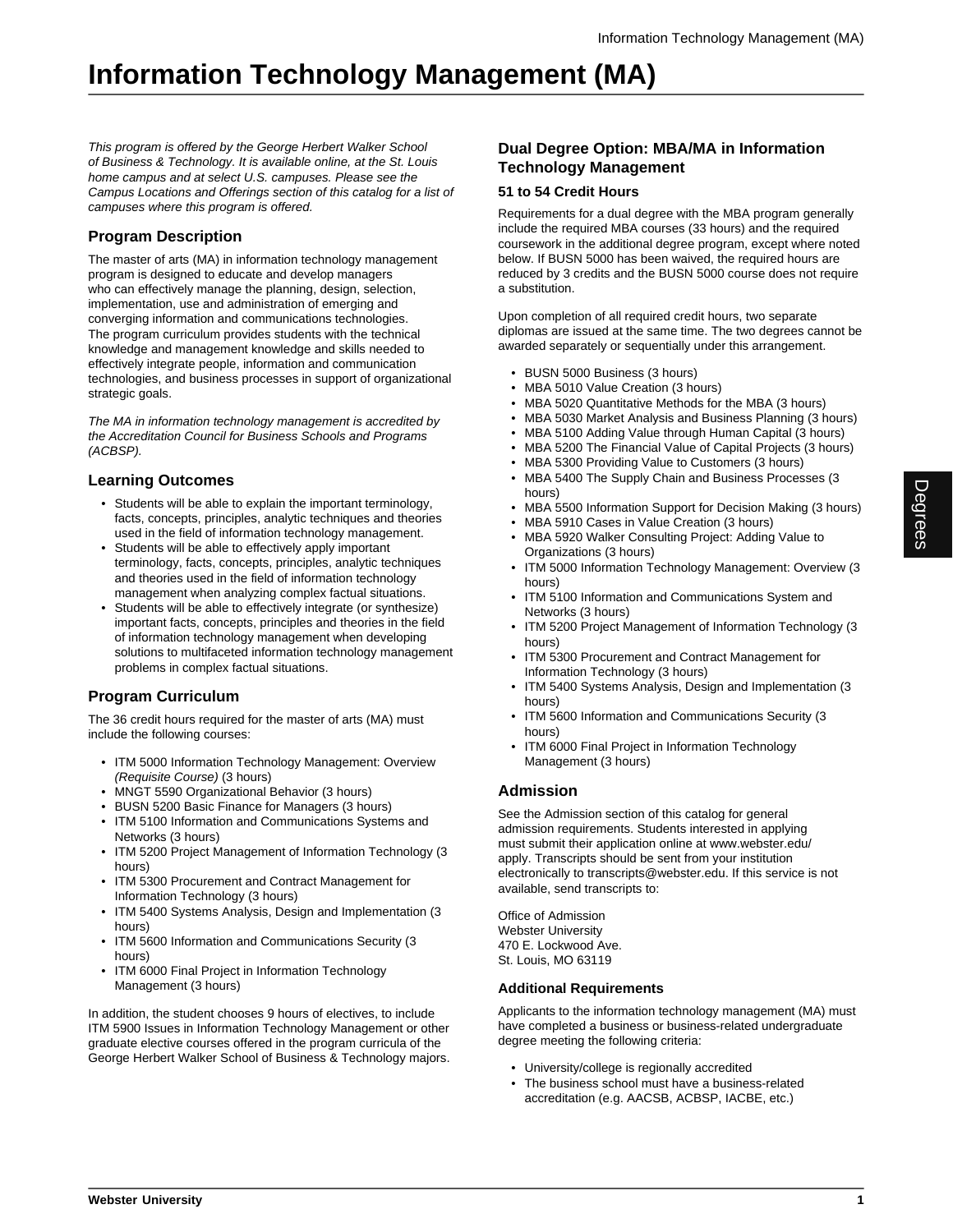# Information Technology Management (MA)

*This program is offered by the George Herbert Walker School of Business & Technology. It is available online, at the St. Louis home campus and at select U.S. campuses. Please see the Campus Locations and Offerings section of this catalog for a list of campuses where this program is offered.*

## Program Description

The master of arts (MA) in information technology management program is designed to educate and develop managers who can effectively manage the planning, design, selection, implementation, use and administration of emerging and converging information and communications technologies. The program curriculum provides students with the technical knowledge and management knowledge and skills needed to effectively integrate people, information and communication technologies, and business processes in support of organizational strategic goals.

*The MA in information technology management is accredited by the Accreditation Council for Business Schools and Programs (ACBSP).*

## Learning Outcomes

- Students will be able to explain the important terminology, facts, concepts, principles, analytic techniques and theories used in the field of information technology management.
- Students will be able to effectively apply important terminology, facts, concepts, principles, analytic techniques and theories used in the field of information technology management when analyzing complex factual situations.
- Students will be able to effectively integrate (or synthesize) important facts, concepts, principles and theories in the field of information technology management when developing solutions to multifaceted information technology management problems in complex factual situations.

## Program Curriculum

The 36 credit hours required for the master of arts (MA) must include the following courses:

- ITM 5000 Information Technology Management: Overview *(Requisite Course)* (3 hours)
- MNGT 5590 Organizational Behavior (3 hours)
- BUSN 5200 Basic Finance for Managers (3 hours)
- ITM 5100 Information and Communications Systems and Networks (3 hours)
- ITM 5200 Project Management of Information Technology (3 hours)
- ITM 5300 Procurement and Contract Management for Information Technology (3 hours)
- ITM 5400 Systems Analysis, Design and Implementation (3 hours)
- ITM 5600 Information and Communications Security (3 hours)
- ITM 6000 Final Project in Information Technology Management (3 hours)

In addition, the student chooses 9 hours of electives, to include ITM 5900 Issues in Information Technology Management or other graduate elective courses offered in the program curricula of the George Herbert Walker School of Business & Technology majors.

## Dual Degree Option: MBA/MA in Information Technology Management

### 51 to 54 Credit Hours

Requirements for a dual degree with the MBA program generally include the required MBA courses (33 hours) and the required coursework in the additional degree program, except where noted below. If BUSN 5000 has been waived, the required hours are reduced by 3 credits and the BUSN 5000 course does not require a substitution.

Upon completion of all required credit hours, two separate diplomas are issued at the same time. The two degrees cannot be awarded separately or sequentially under this arrangement.

- BUSN 5000 Business (3 hours)
- MBA 5010 Value Creation (3 hours)
- MBA 5020 Quantitative Methods for the MBA (3 hours)
- MBA 5030 Market Analysis and Business Planning (3 hours)
- MBA 5100 Adding Value through Human Capital (3 hours)
- MBA 5200 The Financial Value of Capital Projects (3 hours)
- MBA 5300 Providing Value to Customers (3 hours)
- MBA 5400 The Supply Chain and Business Processes (3 hours)
- MBA 5500 Information Support for Decision Making (3 hours)
- MBA 5910 Cases in Value Creation (3 hours)
- MBA 5920 Walker Consulting Project: Adding Value to Organizations (3 hours)
- ITM 5000 Information Technology Management: Overview (3 hours)
- ITM 5100 Information and Communications System and Networks (3 hours)
- ITM 5200 Project Management of Information Technology (3 hours)
- ITM 5300 Procurement and Contract Management for Information Technology (3 hours)
- ITM 5400 Systems Analysis, Design and Implementation (3 hours)
- ITM 5600 Information and Communications Security (3 hours)
- ITM 6000 Final Project in Information Technology Management (3 hours)

## Admission

See the Admission section of this catalog for general admission requirements. Students interested in applying must submit their application online at www.webster.edu/apply. Transcripts should be sent from your institution electronically to transcripts@webster.edu. If this service is not available, send transcripts to:

Office of Admission
Webster University
470 E. Lockwood Ave.
St. Louis, MO 63119

### Additional Requirements

Applicants to the information technology management (MA) must have completed a business or business-related undergraduate degree meeting the following criteria:

- University/college is regionally accredited
- The business school must have a business-related accreditation (e.g. AACSB, ACBSP, IACBE, etc.)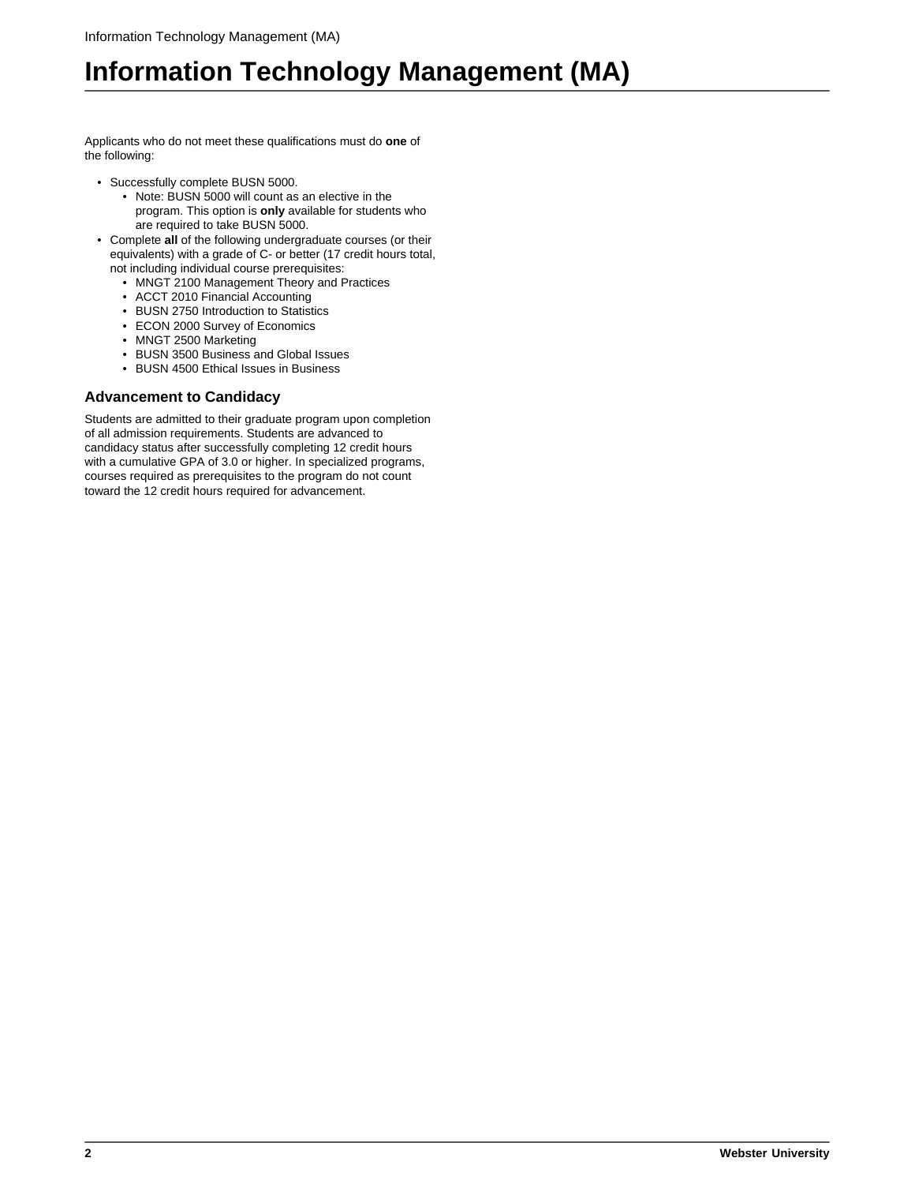# Information Technology Management (MA)

Applicants who do not meet these qualifications must do **one** of the following:

- Successfully complete BUSN 5000.
    - Note: BUSN 5000 will count as an elective in the program. This option is **only** available for students who are required to take BUSN 5000.
- Complete **all** of the following undergraduate courses (or their equivalents) with a grade of C- or better (17 credit hours total, not including individual course prerequisites:
    - MNGT 2100 Management Theory and Practices
    - ACCT 2010 Financial Accounting
    - BUSN 2750 Introduction to Statistics
    - ECON 2000 Survey of Economics
    - MNGT 2500 Marketing
    - BUSN 3500 Business and Global Issues
    - BUSN 4500 Ethical Issues in Business

### Advancement to Candidacy

Students are admitted to their graduate program upon completion of all admission requirements. Students are advanced to candidacy status after successfully completing 12 credit hours with a cumulative GPA of 3.0 or higher. In specialized programs, courses required as prerequisites to the program do not count toward the 12 credit hours required for advancement.